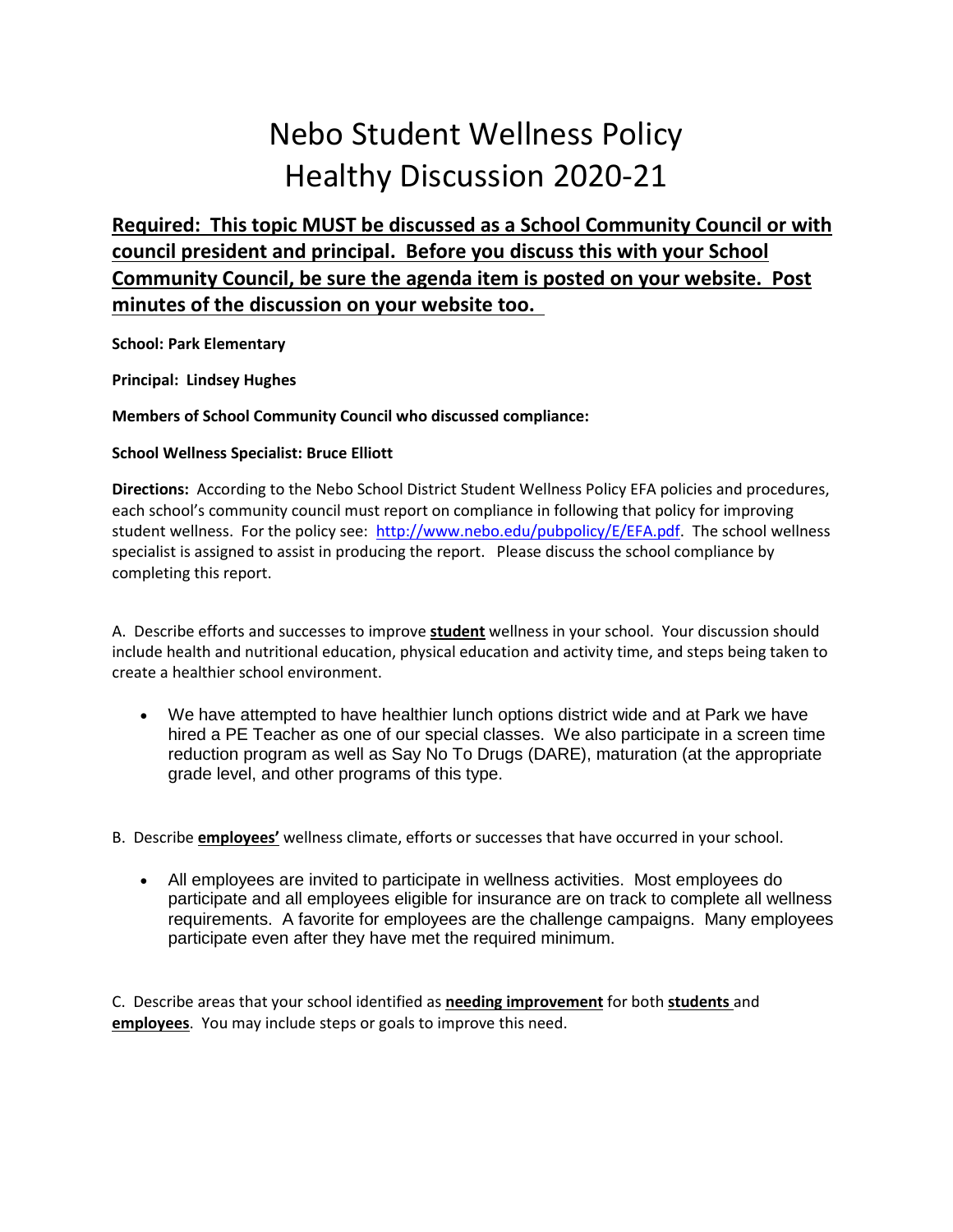# Nebo Student Wellness Policy
# Healthy Discussion 2020-21

## **Required: This topic MUST be discussed as a School Community Council or with council president and principal. Before you discuss this with your School Community Council, be sure the agenda item is posted on your website. Post minutes of the discussion on your website too.**

**School: Park Elementary**

**Principal: Lindsey Hughes**

**Members of School Community Council who discussed compliance:**

**School Wellness Specialist: Bruce Elliott**

**Directions:** According to the Nebo School District Student Wellness Policy EFA policies and procedures, each school's community council must report on compliance in following that policy for improving student wellness. For the policy see: [http://www.nebo.edu/pubpolicy/E/EFA.pdf](http://www.nebo.edu/pubpolicy/E/EFA.pdf). The school wellness specialist is assigned to assist in producing the report. Please discuss the school compliance by completing this report.

A. Describe efforts and successes to improve **student** wellness in your school. Your discussion should include health and nutritional education, physical education and activity time, and steps being taken to create a healthier school environment.

- We have attempted to have healthier lunch options district wide and at Park we have hired a PE Teacher as one of our special classes. We also participate in a screen time reduction program as well as Say No To Drugs (DARE), maturation (at the appropriate grade level, and other programs of this type.

B. Describe **employees'** wellness climate, efforts or successes that have occurred in your school.

- All employees are invited to participate in wellness activities. Most employees do participate and all employees eligible for insurance are on track to complete all wellness requirements. A favorite for employees are the challenge campaigns. Many employees participate even after they have met the required minimum.

C. Describe areas that your school identified as **needing improvement** for both **students** and **employees**. You may include steps or goals to improve this need.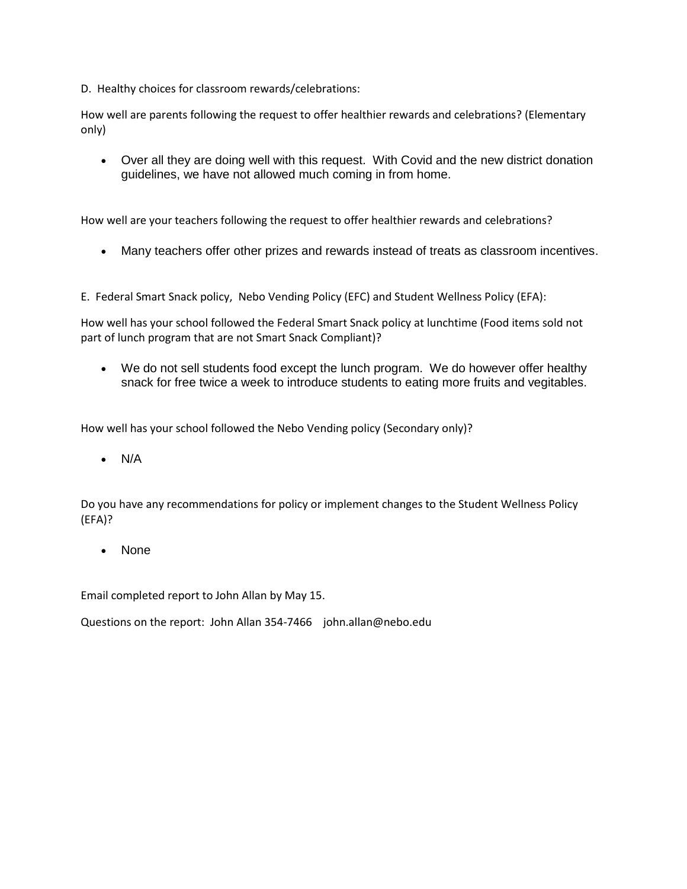D. Healthy choices for classroom rewards/celebrations:

How well are parents following the request to offer healthier rewards and celebrations? (Elementary only)

- Over all they are doing well with this request. With Covid and the new district donation guidelines, we have not allowed much coming in from home.

How well are your teachers following the request to offer healthier rewards and celebrations?

- Many teachers offer other prizes and rewards instead of treats as classroom incentives.

E. Federal Smart Snack policy, Nebo Vending Policy (EFC) and Student Wellness Policy (EFA):

How well has your school followed the Federal Smart Snack policy at lunchtime (Food items sold not part of lunch program that are not Smart Snack Compliant)?

- We do not sell students food except the lunch program. We do however offer healthy snack for free twice a week to introduce students to eating more fruits and vegitables.

How well has your school followed the Nebo Vending policy (Secondary only)?

- N/A

Do you have any recommendations for policy or implement changes to the Student Wellness Policy (EFA)?

- None

Email completed report to John Allan by May 15.

Questions on the report: John Allan 354-7466 john.allan@nebo.edu